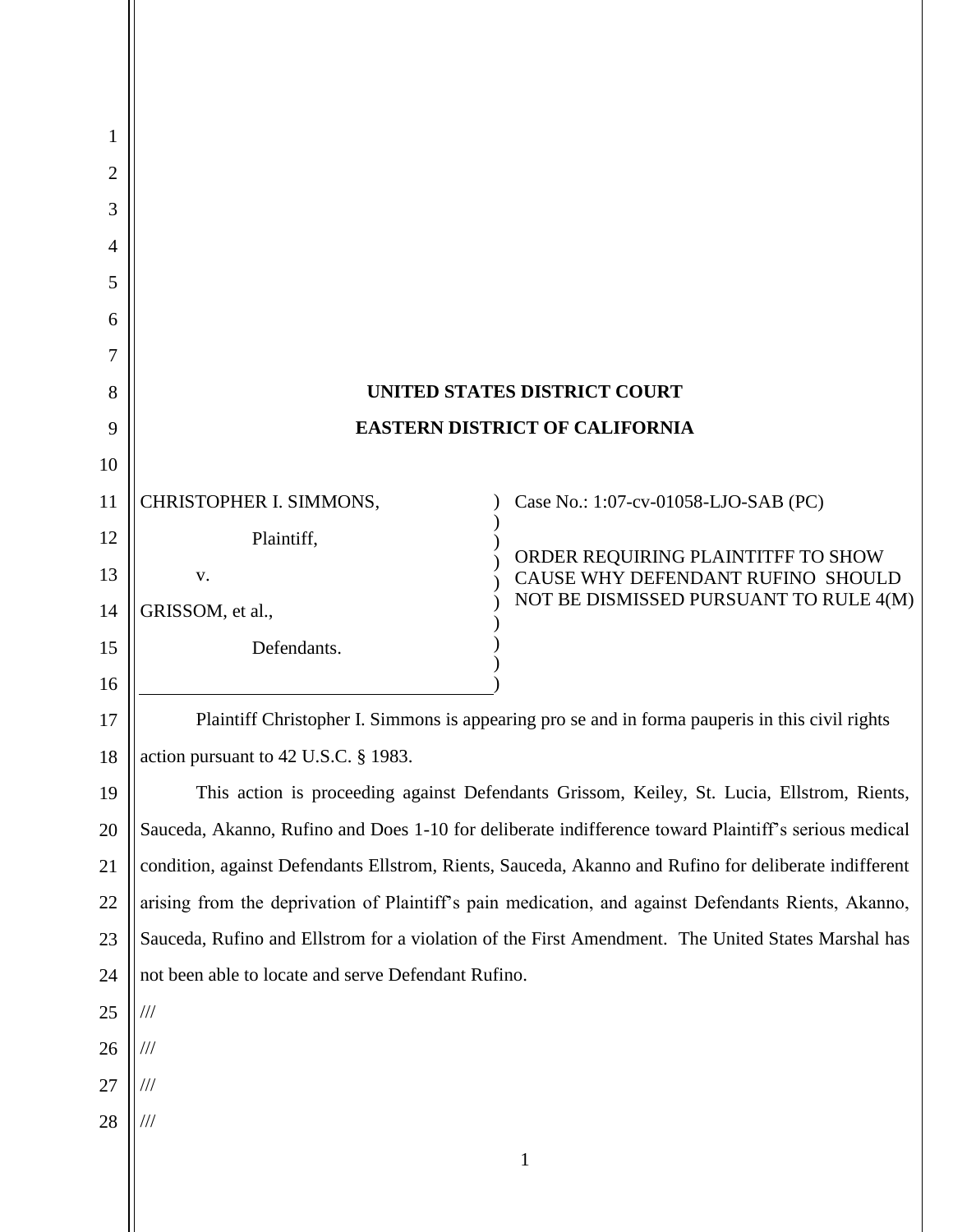**UNITED STATES DISTRICT COURT**

**EASTERN DISTRICT OF CALIFORNIA**

| | |
|---|---|
| CHRISTOPHER I. SIMMONS,<br><br>Plaintiff,<br><br>v.<br><br>GRISSOM, et al.,<br><br>Defendants. | Case No.: 1:07-cv-01058-LJO-SAB (PC)<br><br>ORDER REQUIRING PLAINTITFF TO SHOW CAUSE WHY DEFENDANT RUFINO SHOULD NOT BE DISMISSED PURSUANT TO RULE 4(M) |

Plaintiff Christopher I. Simmons is appearing pro se and in forma pauperis in this civil rights action pursuant to 42 U.S.C. § 1983.

This action is proceeding against Defendants Grissom, Keiley, St. Lucia, Ellstrom, Rients, Sauceda, Akanno, Rufino and Does 1-10 for deliberate indifference toward Plaintiff's serious medical condition, against Defendants Ellstrom, Rients, Sauceda, Akanno and Rufino for deliberate indifferent arising from the deprivation of Plaintiff's pain medication, and against Defendants Rients, Akanno, Sauceda, Rufino and Ellstrom for a violation of the First Amendment. The United States Marshal has not been able to locate and serve Defendant Rufino.

///

///

///

///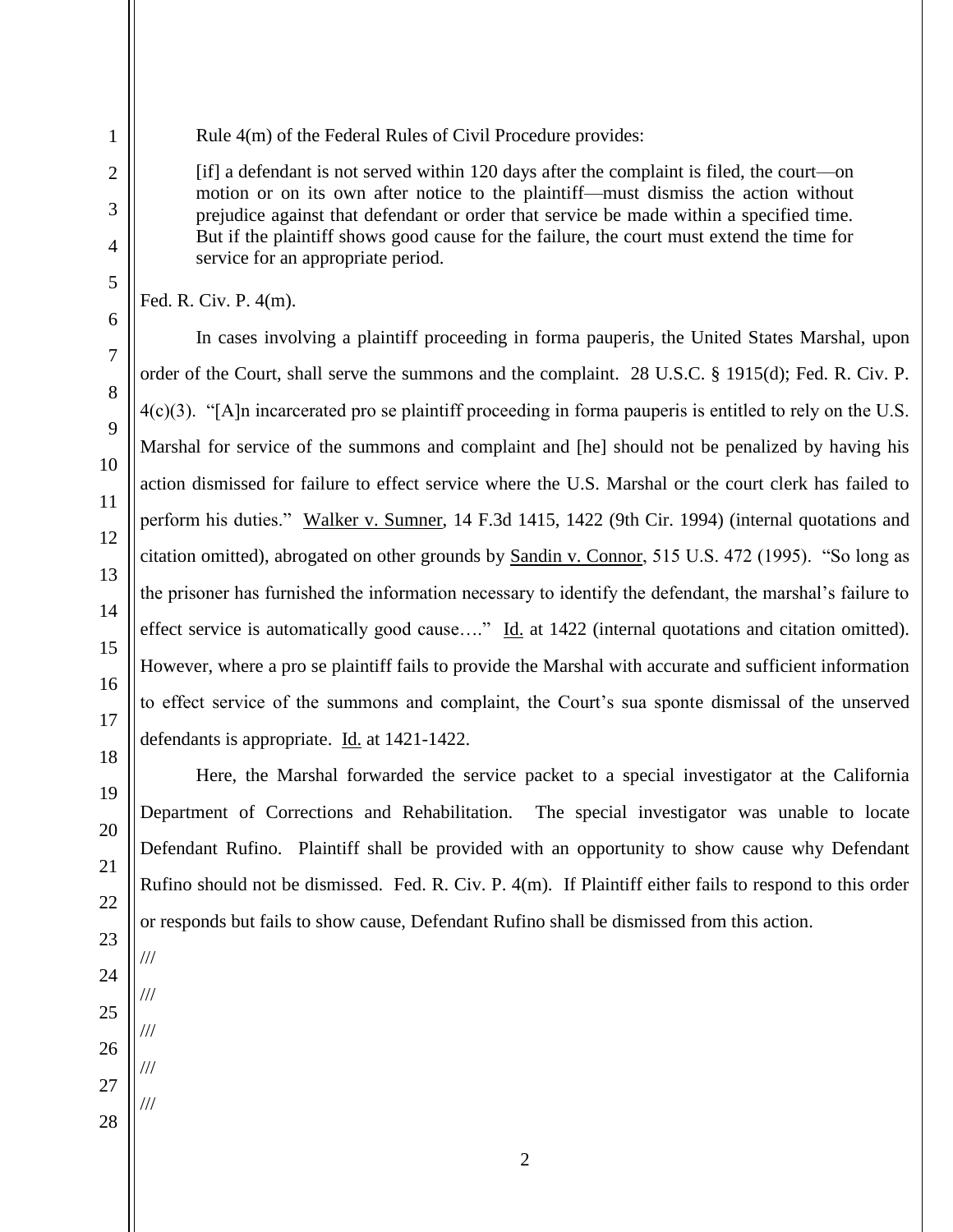Rule 4(m) of the Federal Rules of Civil Procedure provides:

> [if] a defendant is not served within 120 days after the complaint is filed, the court—on motion or on its own after notice to the plaintiff—must dismiss the action without prejudice against that defendant or order that service be made within a specified time. But if the plaintiff shows good cause for the failure, the court must extend the time for service for an appropriate period.

Fed. R. Civ. P. 4(m).

In cases involving a plaintiff proceeding in forma pauperis, the United States Marshal, upon order of the Court, shall serve the summons and the complaint. 28 U.S.C. § 1915(d); Fed. R. Civ. P. 4(c)(3). "[A]n incarcerated pro se plaintiff proceeding in forma pauperis is entitled to rely on the U.S. Marshal for service of the summons and complaint and [he] should not be penalized by having his action dismissed for failure to effect service where the U.S. Marshal or the court clerk has failed to perform his duties." Walker v. Sumner, 14 F.3d 1415, 1422 (9th Cir. 1994) (internal quotations and citation omitted), abrogated on other grounds by Sandin v. Connor, 515 U.S. 472 (1995). "So long as the prisoner has furnished the information necessary to identify the defendant, the marshal's failure to effect service is automatically good cause…." Id. at 1422 (internal quotations and citation omitted). However, where a pro se plaintiff fails to provide the Marshal with accurate and sufficient information to effect service of the summons and complaint, the Court's sua sponte dismissal of the unserved defendants is appropriate. Id. at 1421-1422.

Here, the Marshal forwarded the service packet to a special investigator at the California Department of Corrections and Rehabilitation. The special investigator was unable to locate Defendant Rufino. Plaintiff shall be provided with an opportunity to show cause why Defendant Rufino should not be dismissed. Fed. R. Civ. P. 4(m). If Plaintiff either fails to respond to this order or responds but fails to show cause, Defendant Rufino shall be dismissed from this action.

///

///

///

///

///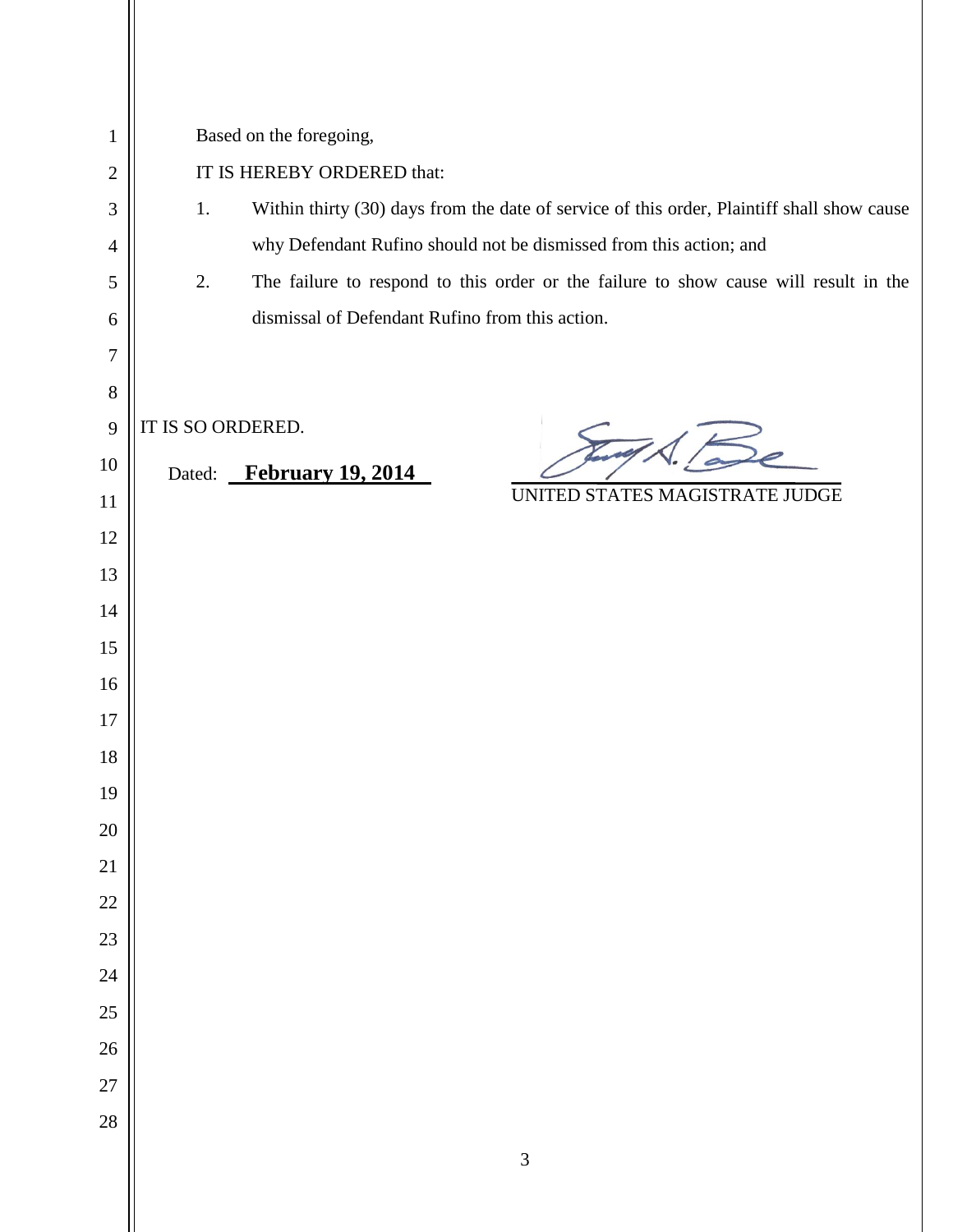Based on the foregoing,

IT IS HEREBY ORDERED that:

1. Within thirty (30) days from the date of service of this order, Plaintiff shall show cause why Defendant Rufino should not be dismissed from this action; and
2. The failure to respond to this order or the failure to show cause will result in the dismissal of Defendant Rufino from this action.

IT IS SO ORDERED.

Dated: **February 19, 2014**

UNITED STATES MAGISTRATE JUDGE